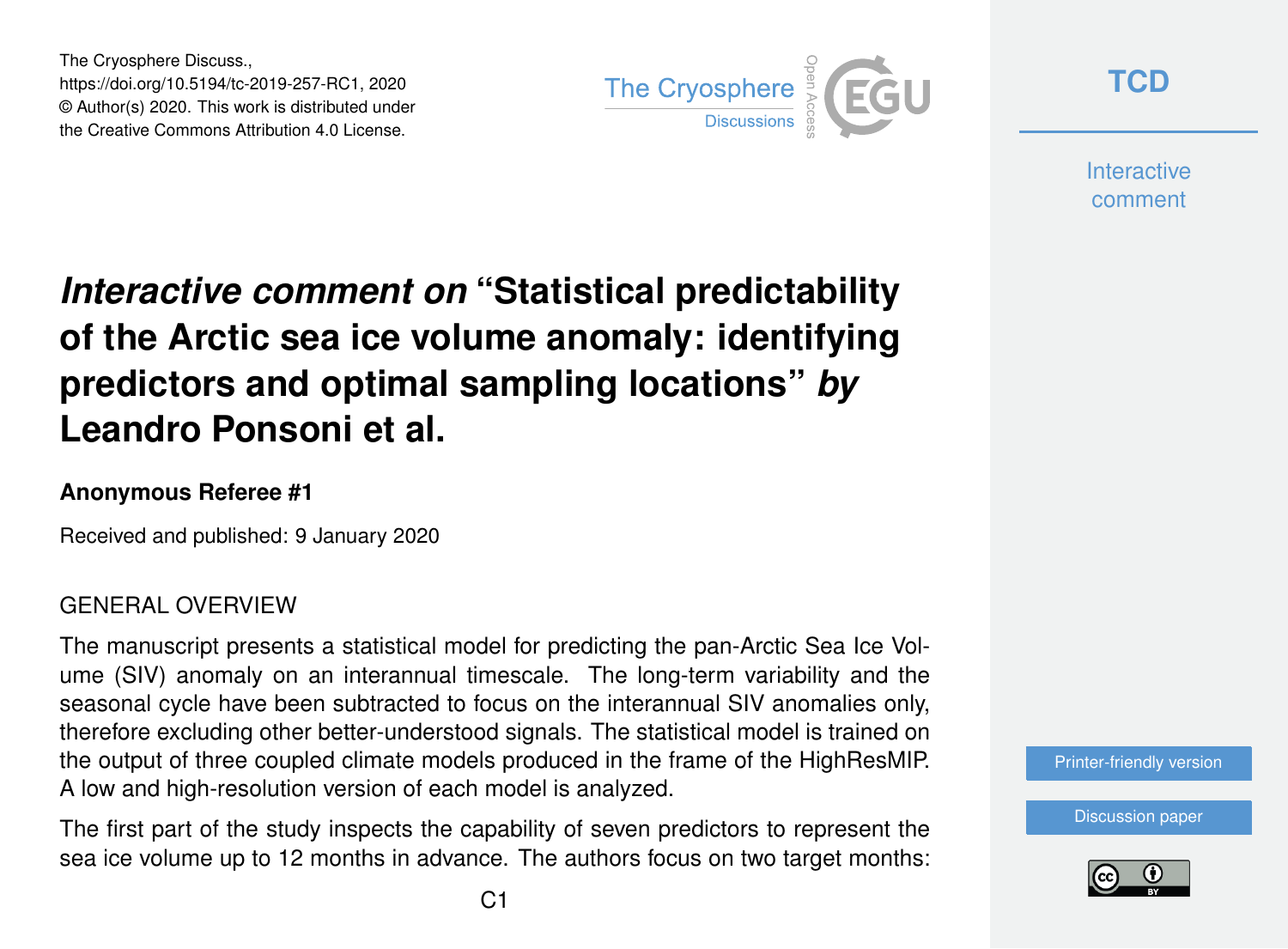# *Interactive comment on* "Statistical predictability of the Arctic sea ice volume anomaly: identifying predictors and optimal sampling locations" *by* Leandro Ponsoni et al.

**Anonymous Referee #1**

Received and published: 9 January 2020

## GENERAL OVERVIEW

The manuscript presents a statistical model for predicting the pan-Arctic Sea Ice Volume (SIV) anomaly on an interannual timescale. The long-term variability and the seasonal cycle have been subtracted to focus on the interannual SIV anomalies only, therefore excluding other better-understood signals. The statistical model is trained on the output of three coupled climate models produced in the frame of the HighResMIP. A low and high-resolution version of each model is analyzed.

The first part of the study inspects the capability of seven predictors to represent the sea ice volume up to 12 months in advance. The authors focus on two target months: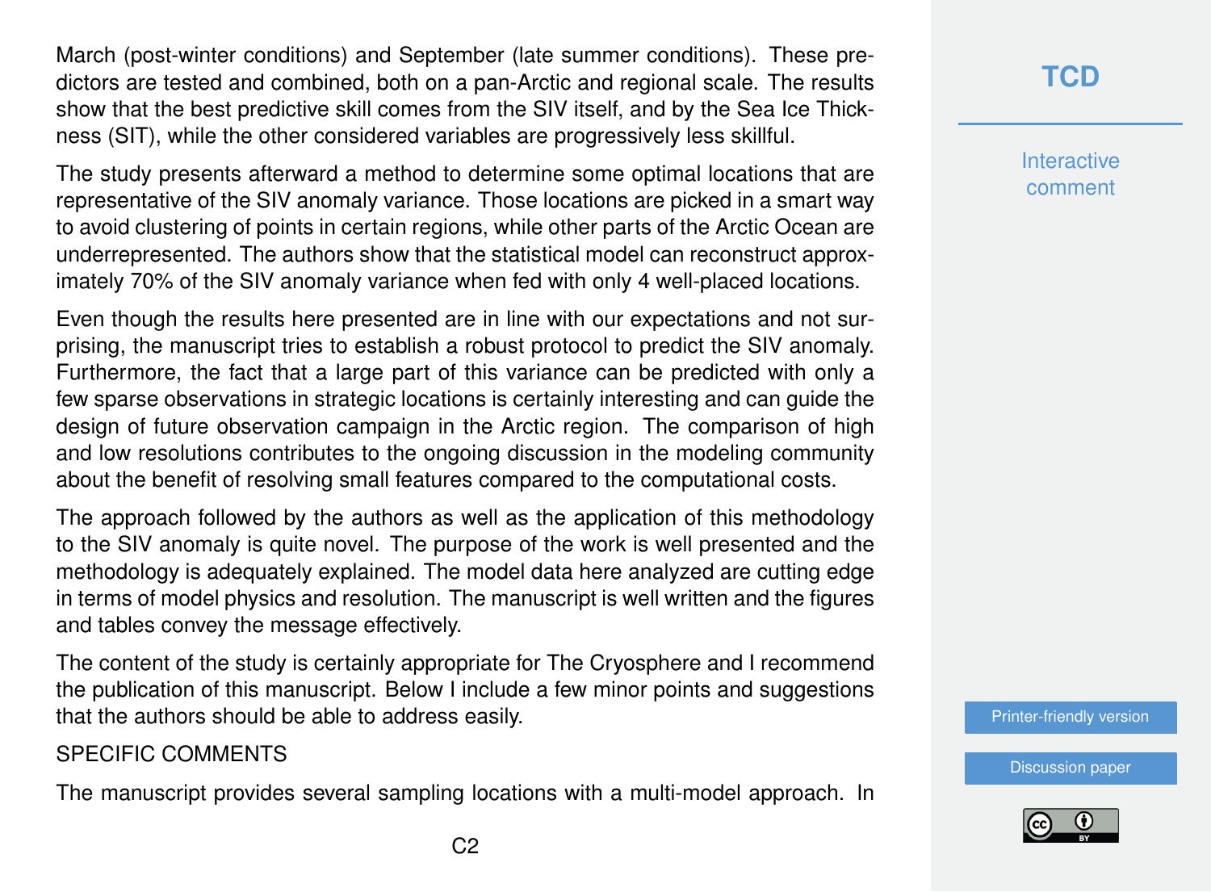March (post-winter conditions) and September (late summer conditions). These predictors are tested and combined, both on a pan-Arctic and regional scale. The results show that the best predictive skill comes from the SIV itself, and by the Sea Ice Thickness (SIT), while the other considered variables are progressively less skillful.

The study presents afterward a method to determine some optimal locations that are representative of the SIV anomaly variance. Those locations are picked in a smart way to avoid clustering of points in certain regions, while other parts of the Arctic Ocean are underrepresented. The authors show that the statistical model can reconstruct approximately 70% of the SIV anomaly variance when fed with only 4 well-placed locations.

Even though the results here presented are in line with our expectations and not surprising, the manuscript tries to establish a robust protocol to predict the SIV anomaly. Furthermore, the fact that a large part of this variance can be predicted with only a few sparse observations in strategic locations is certainly interesting and can guide the design of future observation campaign in the Arctic region. The comparison of high and low resolutions contributes to the ongoing discussion in the modeling community about the benefit of resolving small features compared to the computational costs.

The approach followed by the authors as well as the application of this methodology to the SIV anomaly is quite novel. The purpose of the work is well presented and the methodology is adequately explained. The model data here analyzed are cutting edge in terms of model physics and resolution. The manuscript is well written and the figures and tables convey the message effectively.

The content of the study is certainly appropriate for The Cryosphere and I recommend the publication of this manuscript. Below I include a few minor points and suggestions that the authors should be able to address easily.

SPECIFIC COMMENTS

The manuscript provides several sampling locations with a multi-model approach. In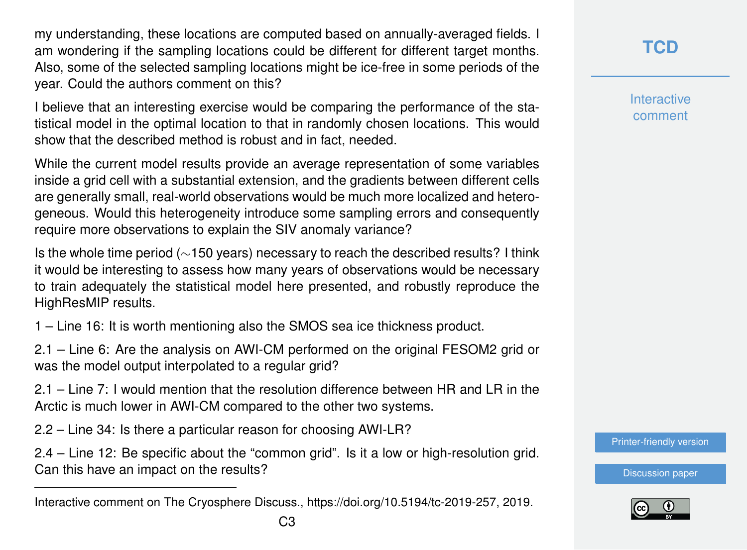my understanding, these locations are computed based on annually-averaged fields. I am wondering if the sampling locations could be different for different target months. Also, some of the selected sampling locations might be ice-free in some periods of the year. Could the authors comment on this?

I believe that an interesting exercise would be comparing the performance of the statistical model in the optimal location to that in randomly chosen locations. This would show that the described method is robust and in fact, needed.

While the current model results provide an average representation of some variables inside a grid cell with a substantial extension, and the gradients between different cells are generally small, real-world observations would be much more localized and heterogeneous. Would this heterogeneity introduce some sampling errors and consequently require more observations to explain the SIV anomaly variance?

Is the whole time period (∼150 years) necessary to reach the described results? I think it would be interesting to assess how many years of observations would be necessary to train adequately the statistical model here presented, and robustly reproduce the HighResMIP results.

1 – Line 16: It is worth mentioning also the SMOS sea ice thickness product.

2.1 – Line 6: Are the analysis on AWI-CM performed on the original FESOM2 grid or was the model output interpolated to a regular grid?

2.1 – Line 7: I would mention that the resolution difference between HR and LR in the Arctic is much lower in AWI-CM compared to the other two systems.

2.2 – Line 34: Is there a particular reason for choosing AWI-LR?

2.4 – Line 12: Be specific about the "common grid". Is it a low or high-resolution grid. Can this have an impact on the results?

---

Interactive comment on The Cryosphere Discuss., https://doi.org/10.5194/tc-2019-257, 2019.